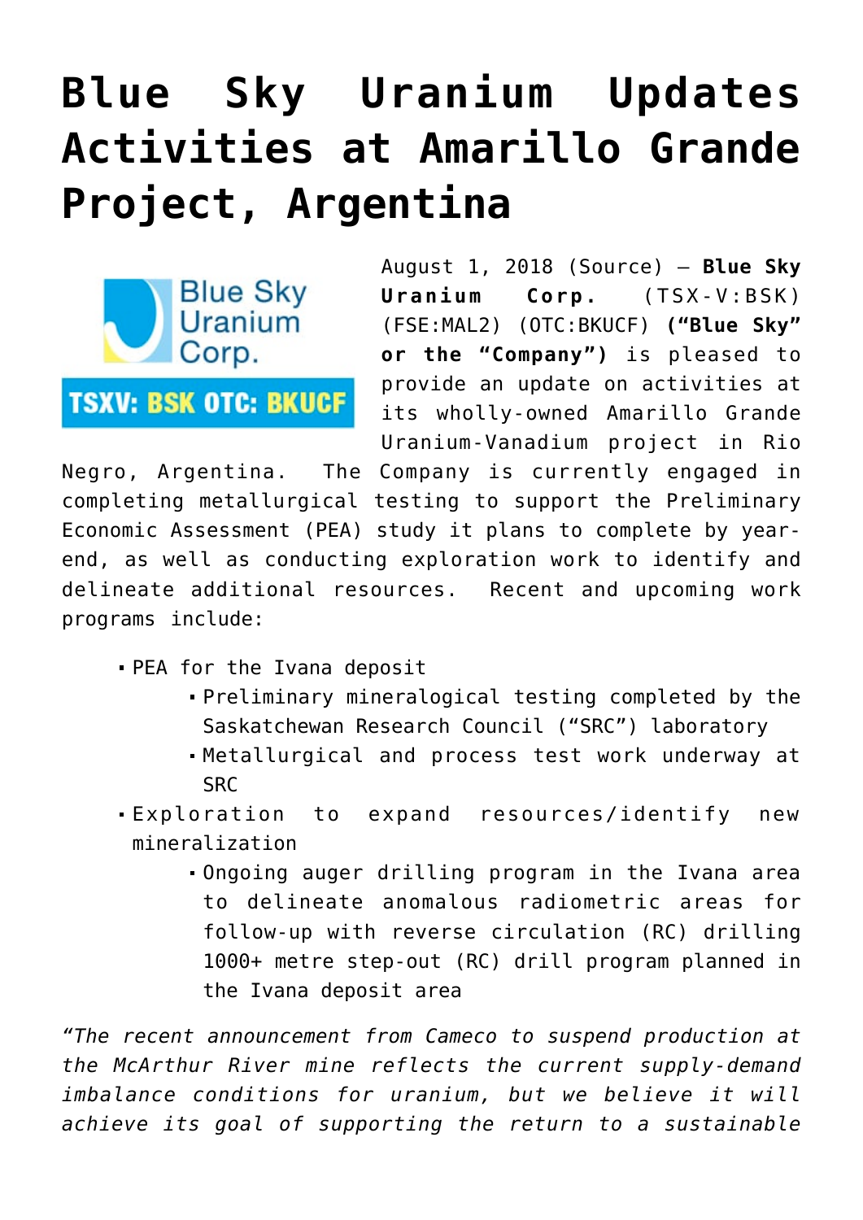# Blue Sky Uranium Updates Activities at Amarillo Grande Project, Argentina

August 1, 2018 (Source) — **Blue Sky Uranium Corp.** (TSX-V:BSK) (FSE:MAL2) (OTC:BKUCF) **("Blue Sky" or the "Company")** is pleased to provide an update on activities at its wholly-owned Amarillo Grande Uranium-Vanadium project in Rio Negro, Argentina. The Company is currently engaged in completing metallurgical testing to support the Preliminary Economic Assessment (PEA) study it plans to complete by year-end, as well as conducting exploration work to identify and delineate additional resources. Recent and upcoming work programs include:

- PEA for the Ivana deposit
  - Preliminary mineralogical testing completed by the Saskatchewan Research Council ("SRC") laboratory
  - Metallurgical and process test work underway at SRC
- Exploration to expand resources/identify new mineralization
  - Ongoing auger drilling program in the Ivana area to delineate anomalous radiometric areas for follow-up with reverse circulation (RC) drilling 1000+ metre step-out (RC) drill program planned in the Ivana deposit area

*"The recent announcement from Cameco to suspend production at the McArthur River mine reflects the current supply-demand imbalance conditions for uranium, but we believe it will achieve its goal of supporting the return to a sustainable*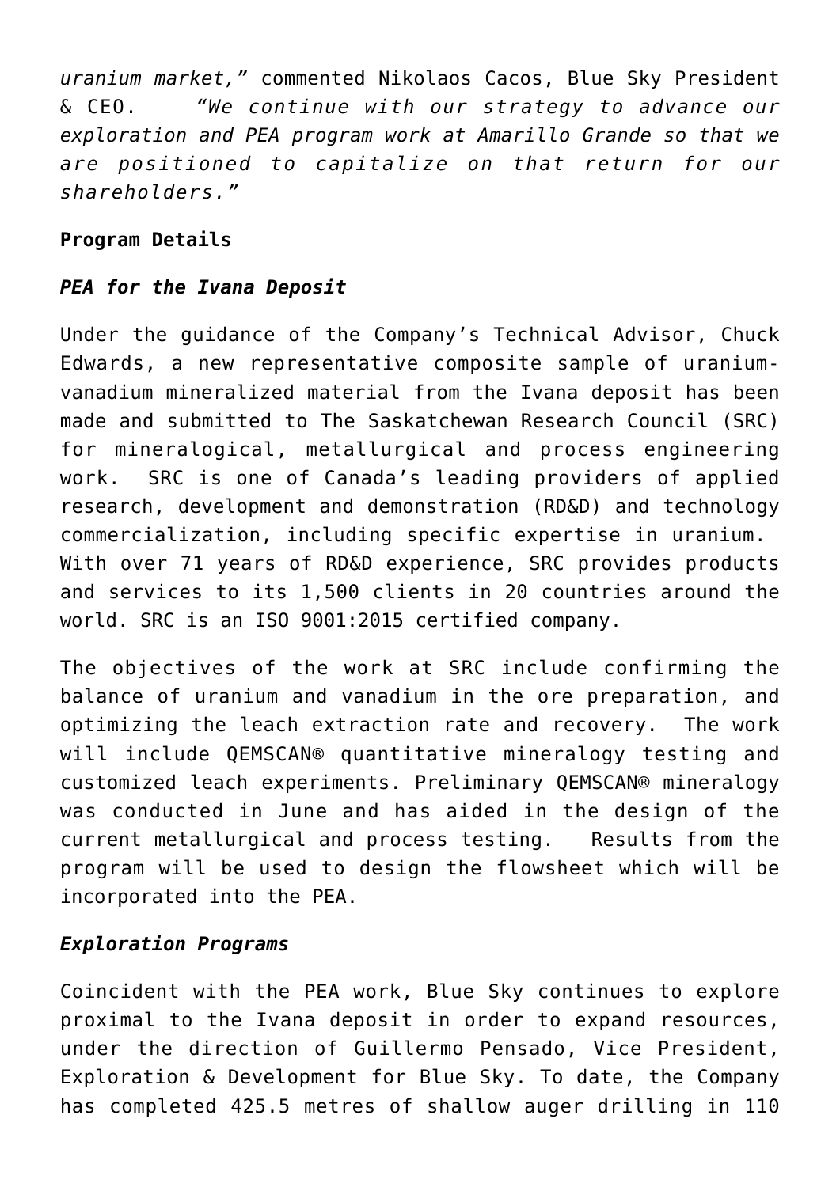*uranium market,"* commented Nikolaos Cacos, Blue Sky President & CEO. *"We continue with our strategy to advance our exploration and PEA program work at Amarillo Grande so that we are positioned to capitalize on that return for our shareholders."*

**Program Details**

***PEA for the Ivana Deposit***

Under the guidance of the Company's Technical Advisor, Chuck Edwards, a new representative composite sample of uranium-vanadium mineralized material from the Ivana deposit has been made and submitted to The Saskatchewan Research Council (SRC) for mineralogical, metallurgical and process engineering work. SRC is one of Canada's leading providers of applied research, development and demonstration (RD&D) and technology commercialization, including specific expertise in uranium. With over 71 years of RD&D experience, SRC provides products and services to its 1,500 clients in 20 countries around the world. SRC is an ISO 9001:2015 certified company.

The objectives of the work at SRC include confirming the balance of uranium and vanadium in the ore preparation, and optimizing the leach extraction rate and recovery. The work will include QEMSCAN® quantitative mineralogy testing and customized leach experiments. Preliminary QEMSCAN® mineralogy was conducted in June and has aided in the design of the current metallurgical and process testing. Results from the program will be used to design the flowsheet which will be incorporated into the PEA.

***Exploration Programs***

Coincident with the PEA work, Blue Sky continues to explore proximal to the Ivana deposit in order to expand resources, under the direction of Guillermo Pensado, Vice President, Exploration & Development for Blue Sky. To date, the Company has completed 425.5 metres of shallow auger drilling in 110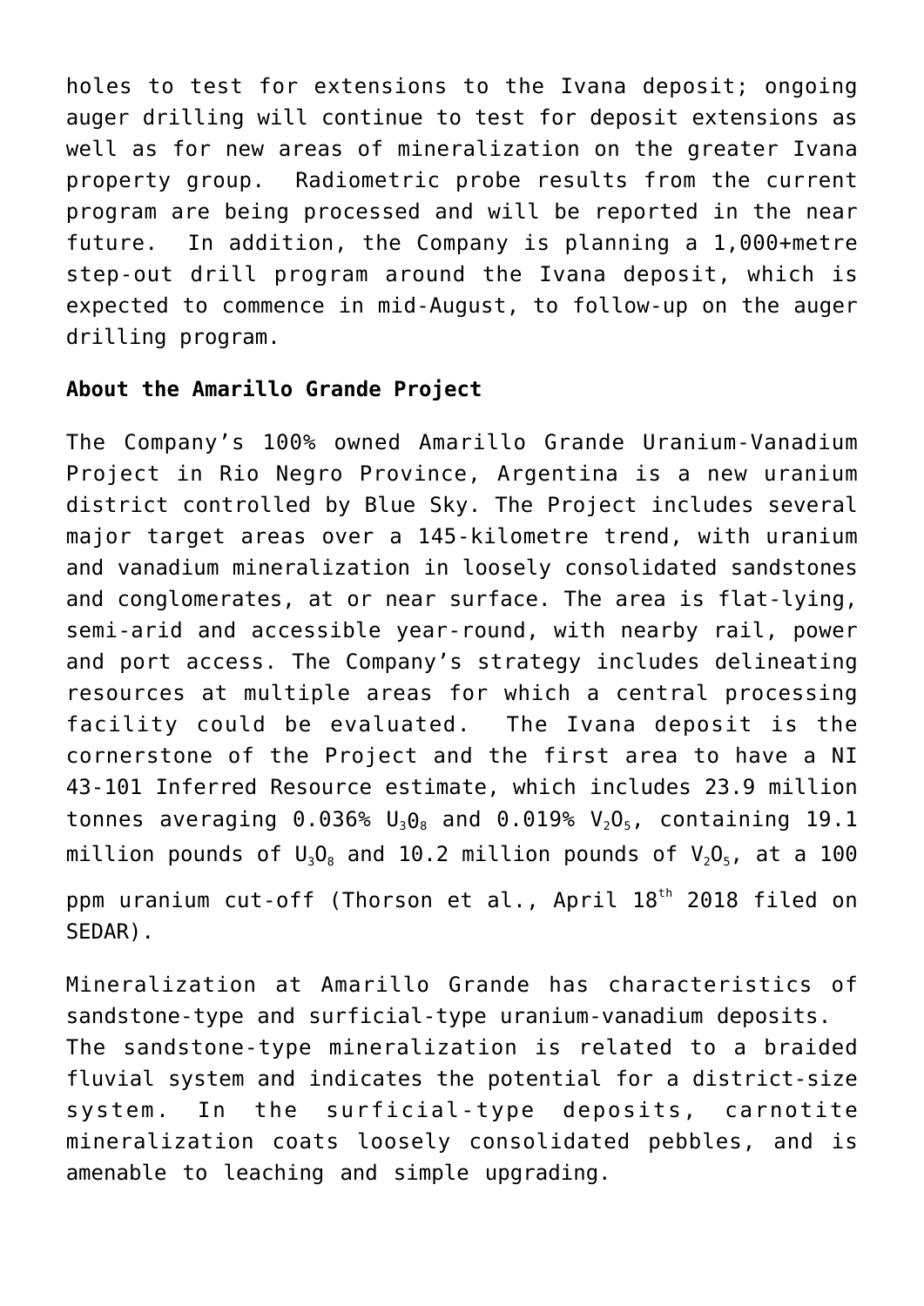holes to test for extensions to the Ivana deposit; ongoing auger drilling will continue to test for deposit extensions as well as for new areas of mineralization on the greater Ivana property group. Radiometric probe results from the current program are being processed and will be reported in the near future. In addition, the Company is planning a 1,000+metre step-out drill program around the Ivana deposit, which is expected to commence in mid-August, to follow-up on the auger drilling program.

**About the Amarillo Grande Project**

The Company's 100% owned Amarillo Grande Uranium-Vanadium Project in Rio Negro Province, Argentina is a new uranium district controlled by Blue Sky. The Project includes several major target areas over a 145-kilometre trend, with uranium and vanadium mineralization in loosely consolidated sandstones and conglomerates, at or near surface. The area is flat-lying, semi-arid and accessible year-round, with nearby rail, power and port access. The Company's strategy includes delineating resources at multiple areas for which a central processing facility could be evaluated. The Ivana deposit is the cornerstone of the Project and the first area to have a NI 43-101 Inferred Resource estimate, which includes 23.9 million tonnes averaging 0.036% $U_3O_8$ and 0.019% $V_2O_5$, containing 19.1 million pounds of $U_3O_8$ and 10.2 million pounds of $V_2O_5$, at a 100 ppm uranium cut-off (Thorson et al., April 18th 2018 filed on SEDAR).

Mineralization at Amarillo Grande has characteristics of sandstone-type and surficial-type uranium-vanadium deposits. The sandstone-type mineralization is related to a braided fluvial system and indicates the potential for a district-size system. In the surficial-type deposits, carnotite mineralization coats loosely consolidated pebbles, and is amenable to leaching and simple upgrading.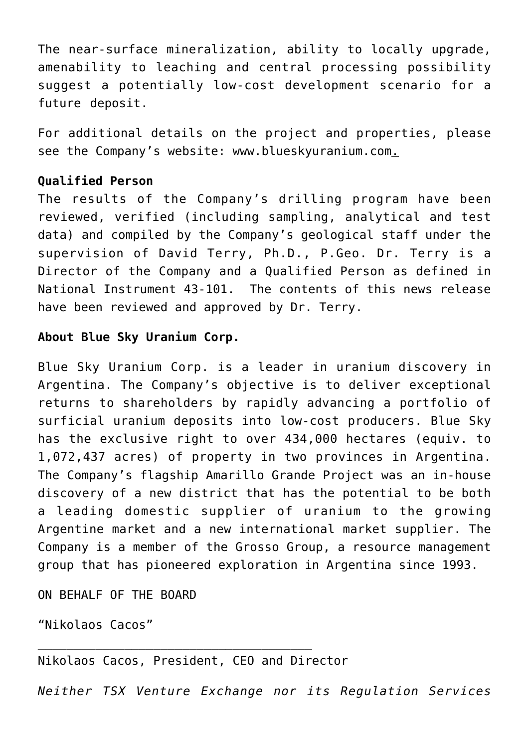The near-surface mineralization, ability to locally upgrade, amenability to leaching and central processing possibility suggest a potentially low-cost development scenario for a future deposit.

For additional details on the project and properties, please see the Company's website: www.blueskyuranium.com.

**Qualified Person**

The results of the Company's drilling program have been reviewed, verified (including sampling, analytical and test data) and compiled by the Company's geological staff under the supervision of David Terry, Ph.D., P.Geo. Dr. Terry is a Director of the Company and a Qualified Person as defined in National Instrument 43-101. The contents of this news release have been reviewed and approved by Dr. Terry.

**About Blue Sky Uranium Corp.**

Blue Sky Uranium Corp. is a leader in uranium discovery in Argentina. The Company's objective is to deliver exceptional returns to shareholders by rapidly advancing a portfolio of surficial uranium deposits into low-cost producers. Blue Sky has the exclusive right to over 434,000 hectares (equiv. to 1,072,437 acres) of property in two provinces in Argentina. The Company's flagship Amarillo Grande Project was an in-house discovery of a new district that has the potential to be both a leading domestic supplier of uranium to the growing Argentine market and a new international market supplier. The Company is a member of the Grosso Group, a resource management group that has pioneered exploration in Argentina since 1993.

ON BEHALF OF THE BOARD

"Nikolaos Cacos"

---

Nikolaos Cacos, President, CEO and Director

*Neither TSX Venture Exchange nor its Regulation Services*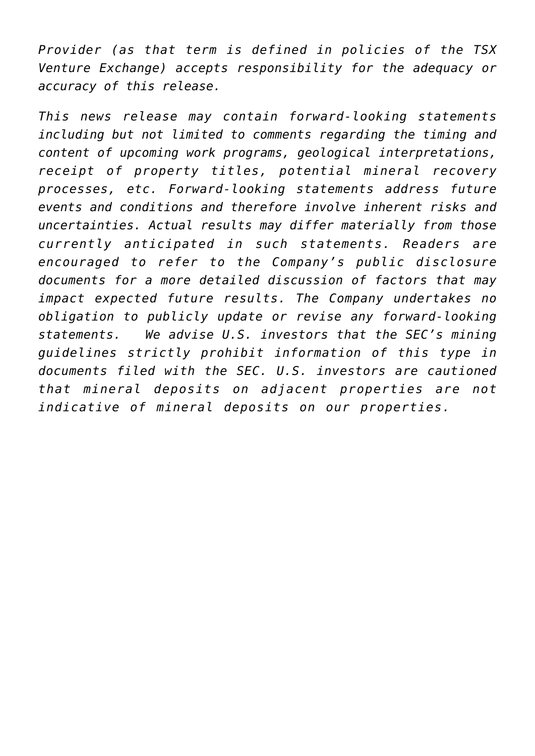*Provider (as that term is defined in policies of the TSX Venture Exchange) accepts responsibility for the adequacy or accuracy of this release.*

*This news release may contain forward-looking statements including but not limited to comments regarding the timing and content of upcoming work programs, geological interpretations, receipt of property titles, potential mineral recovery processes, etc. Forward-looking statements address future events and conditions and therefore involve inherent risks and uncertainties. Actual results may differ materially from those currently anticipated in such statements. Readers are encouraged to refer to the Company's public disclosure documents for a more detailed discussion of factors that may impact expected future results. The Company undertakes no obligation to publicly update or revise any forward-looking statements. We advise U.S. investors that the SEC's mining guidelines strictly prohibit information of this type in documents filed with the SEC. U.S. investors are cautioned that mineral deposits on adjacent properties are not indicative of mineral deposits on our properties.*